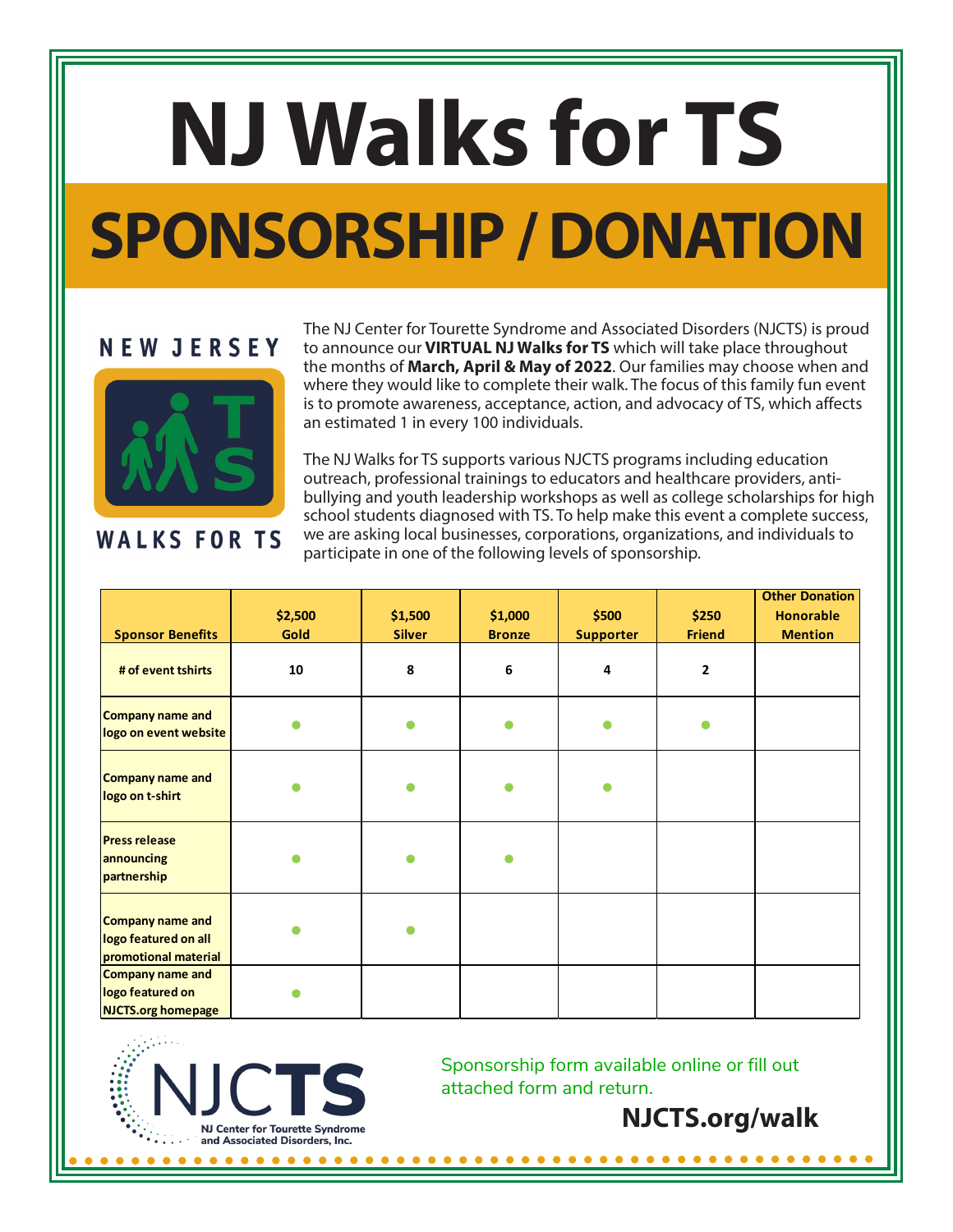# NJ Walks for TS

## SPONSORSHIP / DONATION

NEW JERSEY WALKS FOR TS

The NJ Center for Tourette Syndrome and Associated Disorders (NJCTS) is proud to announce our **VIRTUAL NJ Walks for TS** which will take place throughout the months of **March, April & May of 2022**. Our families may choose when and where they would like to complete their walk. The focus of this family fun event is to promote awareness, acceptance, action, and advocacy of TS, which affects an estimated 1 in every 100 individuals.

The NJ Walks for TS supports various NJCTS programs including education outreach, professional trainings to educators and healthcare providers, anti-bullying and youth leadership workshops as well as college scholarships for high school students diagnosed with TS. To help make this event a complete success, we are asking local businesses, corporations, organizations, and individuals to participate in one of the following levels of sponsorship.

| Sponsor Benefits | $2,500 Gold | $1,500 Silver | $1,000 Bronze | $500 Supporter | $250 Friend | Other Donation Honorable Mention |
|---|---|---|---|---|---|---|
| # of event tshirts | 10 | 8 | 6 | 4 | 2 | |
| Company name and logo on event website | ● | ● | ● | ● | ● | |
| Company name and logo on t-shirt | ● | ● | ● | ● | | |
| Press release announcing partnership | ● | ● | ● | | | |
| Company name and logo featured on all promotional material | ● | ● | | | | |
| Company name and logo featured on NJCTS.org homepage | ● | | | | | |

NJCTS
NJ Center for Tourette Syndrome and Associated Disorders, Inc.

Sponsorship form available online or fill out attached form and return.

**NJCTS.org/walk**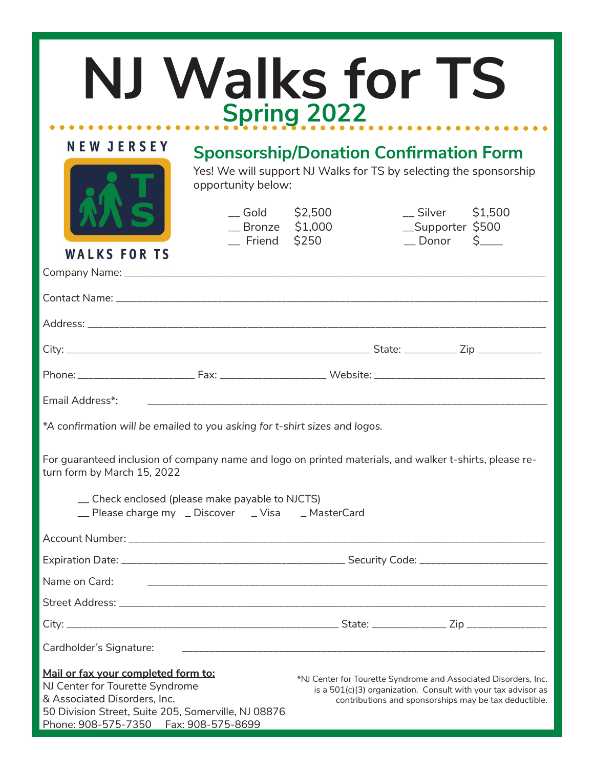# NJ Walks for TS

## Spring 2022

NEW JERSEY

WALKS FOR TS

## Sponsorship/Donation Confirmation Form

Yes! We will support NJ Walks for TS by selecting the sponsorship opportunity below:

| | | | |
|---|---|---|---|
| __ Gold | $2,500 | __ Silver | $1,500 |
| __ Bronze | $1,000 | __Supporter | $500 |
| __ Friend | $250 | __ Donor | $____ |

Company Name: ______________________________________________________________________

Contact Name: ______________________________________________________________________

Address: ___________________________________________________________________________

City: ___________________________________________ State: _________ Zip ___________

Phone: ____________________ Fax: __________________ Website: ______________________________

Email Address*: ______________________________________________________________________

*A confirmation will be emailed to you asking for t-shirt sizes and logos.*

For guaranteed inclusion of company name and logo on printed materials, and walker t-shirts, please return form by March 15, 2022

__ Check enclosed (please make payable to NJCTS)
__ Please charge my _ Discover _ Visa _ MasterCard

Account Number: ______________________________________________________________________

Expiration Date: ________________________________________ Security Code: ______________________

Name on Card: ______________________________________________________________________

Street Address: ______________________________________________________________________

City: _______________________________________________ State: _____________ Zip ______________

Cardholder's Signature: ______________________________________________________________

**Mail or fax your completed form to:**
NJ Center for Tourette Syndrome
& Associated Disorders, Inc.
50 Division Street, Suite 205, Somerville, NJ 08876
Phone: 908-575-7350 Fax: 908-575-8699

*NJ Center for Tourette Syndrome and Associated Disorders, Inc. is a 501(c)(3) organization. Consult with your tax advisor as contributions and sponsorships may be tax deductible.